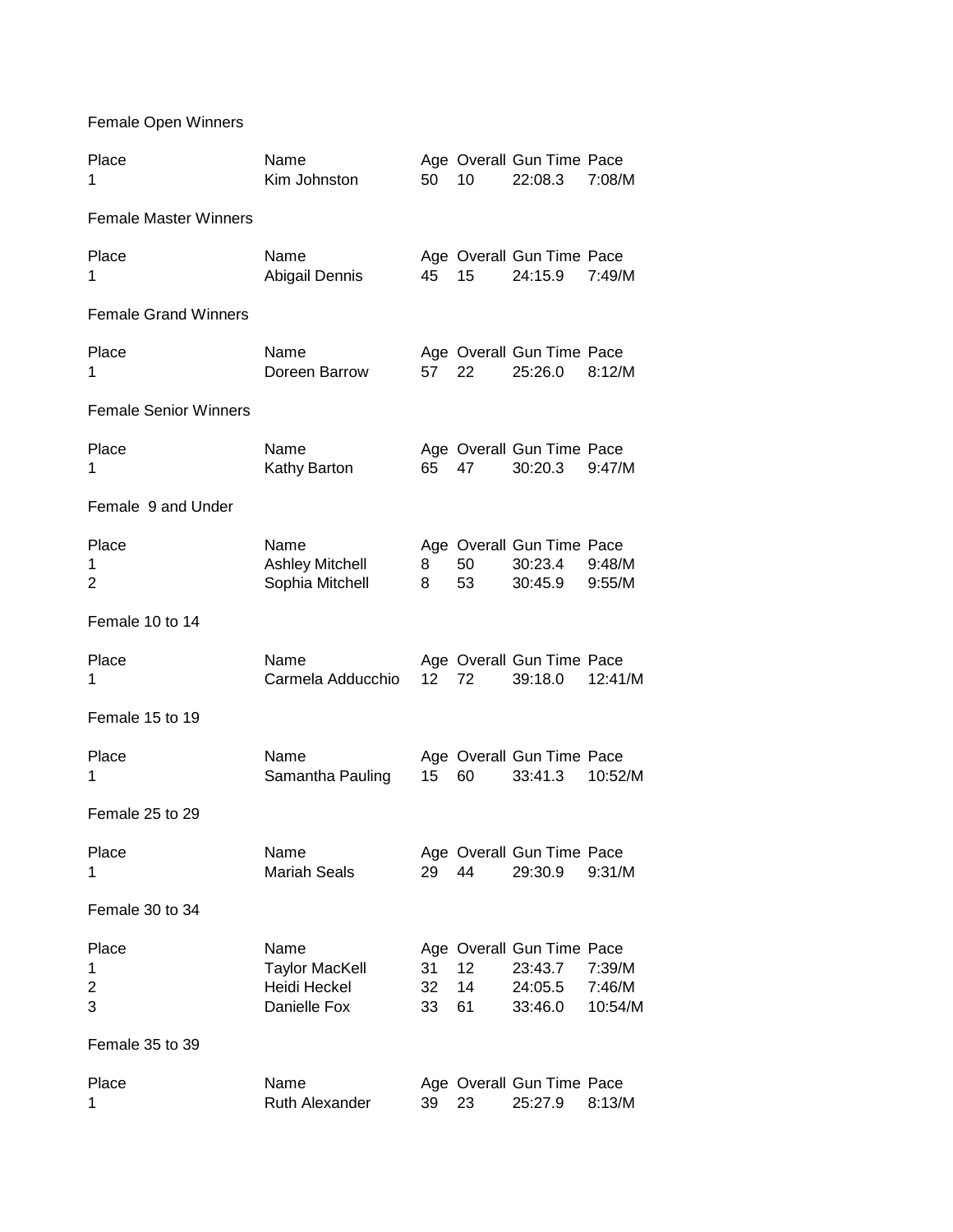## Female Open Winners

| Place | Name | Age | Overall | Gun Time | Pace |
|---|---|---|---|---|---|
| 1 | Kim Johnston | 50 | 10 | 22:08.3 | 7:08/M |

## Female Master Winners

| Place | Name | Age | Overall | Gun Time | Pace |
|---|---|---|---|---|---|
| 1 | Abigail Dennis | 45 | 15 | 24:15.9 | 7:49/M |

## Female Grand Winners

| Place | Name | Age | Overall | Gun Time | Pace |
|---|---|---|---|---|---|
| 1 | Doreen Barrow | 57 | 22 | 25:26.0 | 8:12/M |

## Female Senior Winners

| Place | Name | Age | Overall | Gun Time | Pace |
|---|---|---|---|---|---|
| 1 | Kathy Barton | 65 | 47 | 30:20.3 | 9:47/M |

## Female 9 and Under

| Place | Name | Age | Overall | Gun Time | Pace |
|---|---|---|---|---|---|
| 1 | Ashley Mitchell | 8 | 50 | 30:23.4 | 9:48/M |
| 2 | Sophia Mitchell | 8 | 53 | 30:45.9 | 9:55/M |

## Female 10 to 14

| Place | Name | Age | Overall | Gun Time | Pace |
|---|---|---|---|---|---|
| 1 | Carmela Adducchio | 12 | 72 | 39:18.0 | 12:41/M |

## Female 15 to 19

| Place | Name | Age | Overall | Gun Time | Pace |
|---|---|---|---|---|---|
| 1 | Samantha Pauling | 15 | 60 | 33:41.3 | 10:52/M |

## Female 25 to 29

| Place | Name | Age | Overall | Gun Time | Pace |
|---|---|---|---|---|---|
| 1 | Mariah Seals | 29 | 44 | 29:30.9 | 9:31/M |

## Female 30 to 34

| Place | Name | Age | Overall | Gun Time | Pace |
|---|---|---|---|---|---|
| 1 | Taylor MacKell | 31 | 12 | 23:43.7 | 7:39/M |
| 2 | Heidi Heckel | 32 | 14 | 24:05.5 | 7:46/M |
| 3 | Danielle Fox | 33 | 61 | 33:46.0 | 10:54/M |

## Female 35 to 39

| Place | Name | Age | Overall | Gun Time | Pace |
|---|---|---|---|---|---|
| 1 | Ruth Alexander | 39 | 23 | 25:27.9 | 8:13/M |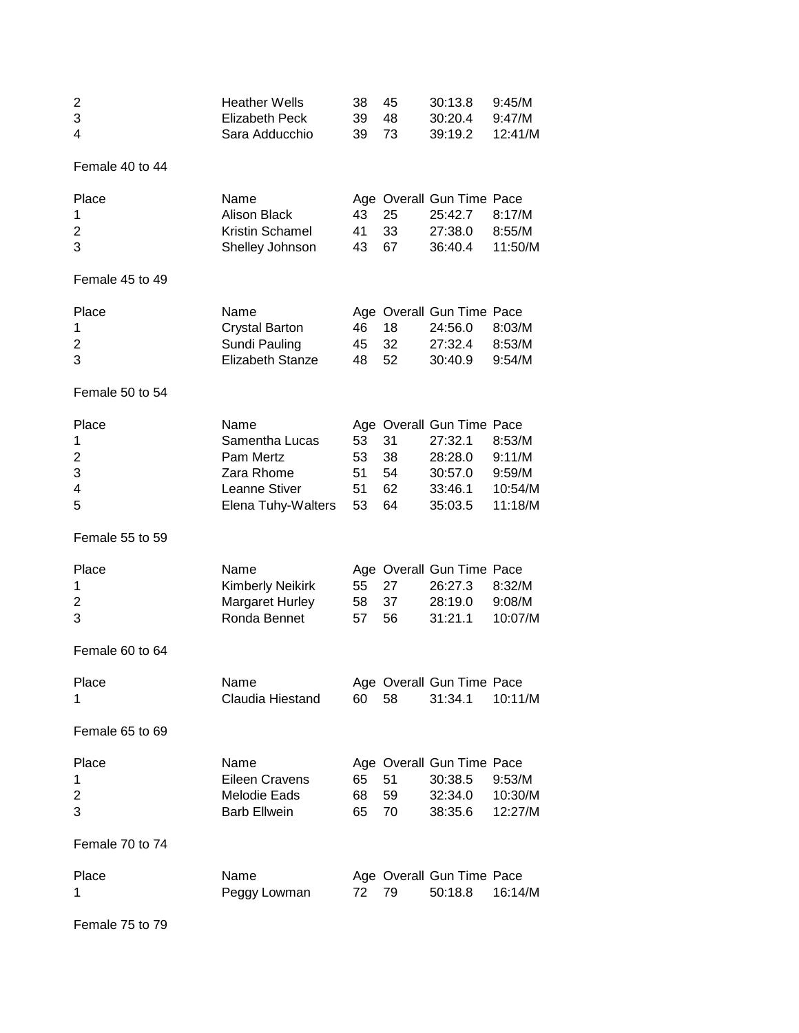| Place | Name | Age | Overall | Gun Time | Pace |
|---|---|---|---|---|---|
| 2 | Heather Wells | 38 | 45 | 30:13.8 | 9:45/M |
| 3 | Elizabeth Peck | 39 | 48 | 30:20.4 | 9:47/M |
| 4 | Sara Adducchio | 39 | 73 | 39:19.2 | 12:41/M |

Female 40 to 44

| Place | Name | Age | Overall | Gun Time | Pace |
|---|---|---|---|---|---|
| 1 | Alison Black | 43 | 25 | 25:42.7 | 8:17/M |
| 2 | Kristin Schamel | 41 | 33 | 27:38.0 | 8:55/M |
| 3 | Shelley Johnson | 43 | 67 | 36:40.4 | 11:50/M |

Female 45 to 49

| Place | Name | Age | Overall | Gun Time | Pace |
|---|---|---|---|---|---|
| 1 | Crystal Barton | 46 | 18 | 24:56.0 | 8:03/M |
| 2 | Sundi Pauling | 45 | 32 | 27:32.4 | 8:53/M |
| 3 | Elizabeth Stanze | 48 | 52 | 30:40.9 | 9:54/M |

Female 50 to 54

| Place | Name | Age | Overall | Gun Time | Pace |
|---|---|---|---|---|---|
| 1 | Samentha Lucas | 53 | 31 | 27:32.1 | 8:53/M |
| 2 | Pam Mertz | 53 | 38 | 28:28.0 | 9:11/M |
| 3 | Zara Rhome | 51 | 54 | 30:57.0 | 9:59/M |
| 4 | Leanne Stiver | 51 | 62 | 33:46.1 | 10:54/M |
| 5 | Elena Tuhy-Walters | 53 | 64 | 35:03.5 | 11:18/M |

Female 55 to 59

| Place | Name | Age | Overall | Gun Time | Pace |
|---|---|---|---|---|---|
| 1 | Kimberly Neikirk | 55 | 27 | 26:27.3 | 8:32/M |
| 2 | Margaret Hurley | 58 | 37 | 28:19.0 | 9:08/M |
| 3 | Ronda Bennet | 57 | 56 | 31:21.1 | 10:07/M |

Female 60 to 64

| Place | Name | Age | Overall | Gun Time | Pace |
|---|---|---|---|---|---|
| 1 | Claudia Hiestand | 60 | 58 | 31:34.1 | 10:11/M |

Female 65 to 69

| Place | Name | Age | Overall | Gun Time | Pace |
|---|---|---|---|---|---|
| 1 | Eileen Cravens | 65 | 51 | 30:38.5 | 9:53/M |
| 2 | Melodie Eads | 68 | 59 | 32:34.0 | 10:30/M |
| 3 | Barb Ellwein | 65 | 70 | 38:35.6 | 12:27/M |

Female 70 to 74

| Place | Name | Age | Overall | Gun Time | Pace |
|---|---|---|---|---|---|
| 1 | Peggy Lowman | 72 | 79 | 50:18.8 | 16:14/M |

Female 75 to 79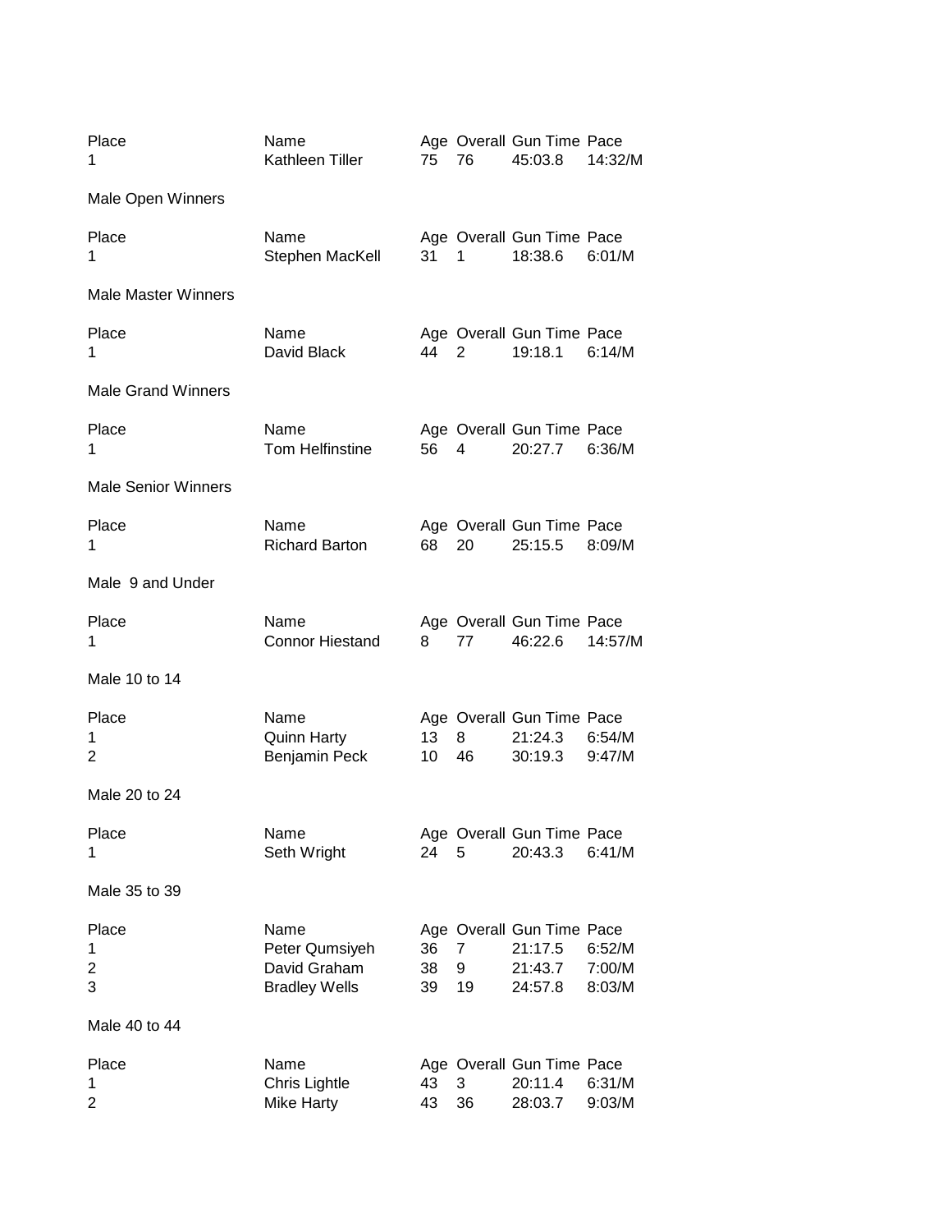| Place | Name | Age | Overall | Gun Time | Pace |
|---|---|---|---|---|---|
| 1 | Kathleen Tiller | 75 | 76 | 45:03.8 | 14:32/M |

Male Open Winners

| Place | Name | Age | Overall | Gun Time | Pace |
|---|---|---|---|---|---|
| 1 | Stephen MacKell | 31 | 1 | 18:38.6 | 6:01/M |

Male Master Winners

| Place | Name | Age | Overall | Gun Time | Pace |
|---|---|---|---|---|---|
| 1 | David Black | 44 | 2 | 19:18.1 | 6:14/M |

Male Grand Winners

| Place | Name | Age | Overall | Gun Time | Pace |
|---|---|---|---|---|---|
| 1 | Tom Helfinstine | 56 | 4 | 20:27.7 | 6:36/M |

Male Senior Winners

| Place | Name | Age | Overall | Gun Time | Pace |
|---|---|---|---|---|---|
| 1 | Richard Barton | 68 | 20 | 25:15.5 | 8:09/M |

Male 9 and Under

| Place | Name | Age | Overall | Gun Time | Pace |
|---|---|---|---|---|---|
| 1 | Connor Hiestand | 8 | 77 | 46:22.6 | 14:57/M |

Male 10 to 14

| Place | Name | Age | Overall | Gun Time | Pace |
|---|---|---|---|---|---|
| 1 | Quinn Harty | 13 | 8 | 21:24.3 | 6:54/M |
| 2 | Benjamin Peck | 10 | 46 | 30:19.3 | 9:47/M |

Male 20 to 24

| Place | Name | Age | Overall | Gun Time | Pace |
|---|---|---|---|---|---|
| 1 | Seth Wright | 24 | 5 | 20:43.3 | 6:41/M |

Male 35 to 39

| Place | Name | Age | Overall | Gun Time | Pace |
|---|---|---|---|---|---|
| 1 | Peter Qumsiyeh | 36 | 7 | 21:17.5 | 6:52/M |
| 2 | David Graham | 38 | 9 | 21:43.7 | 7:00/M |
| 3 | Bradley Wells | 39 | 19 | 24:57.8 | 8:03/M |

Male 40 to 44

| Place | Name | Age | Overall | Gun Time | Pace |
|---|---|---|---|---|---|
| 1 | Chris Lightle | 43 | 3 | 20:11.4 | 6:31/M |
| 2 | Mike Harty | 43 | 36 | 28:03.7 | 9:03/M |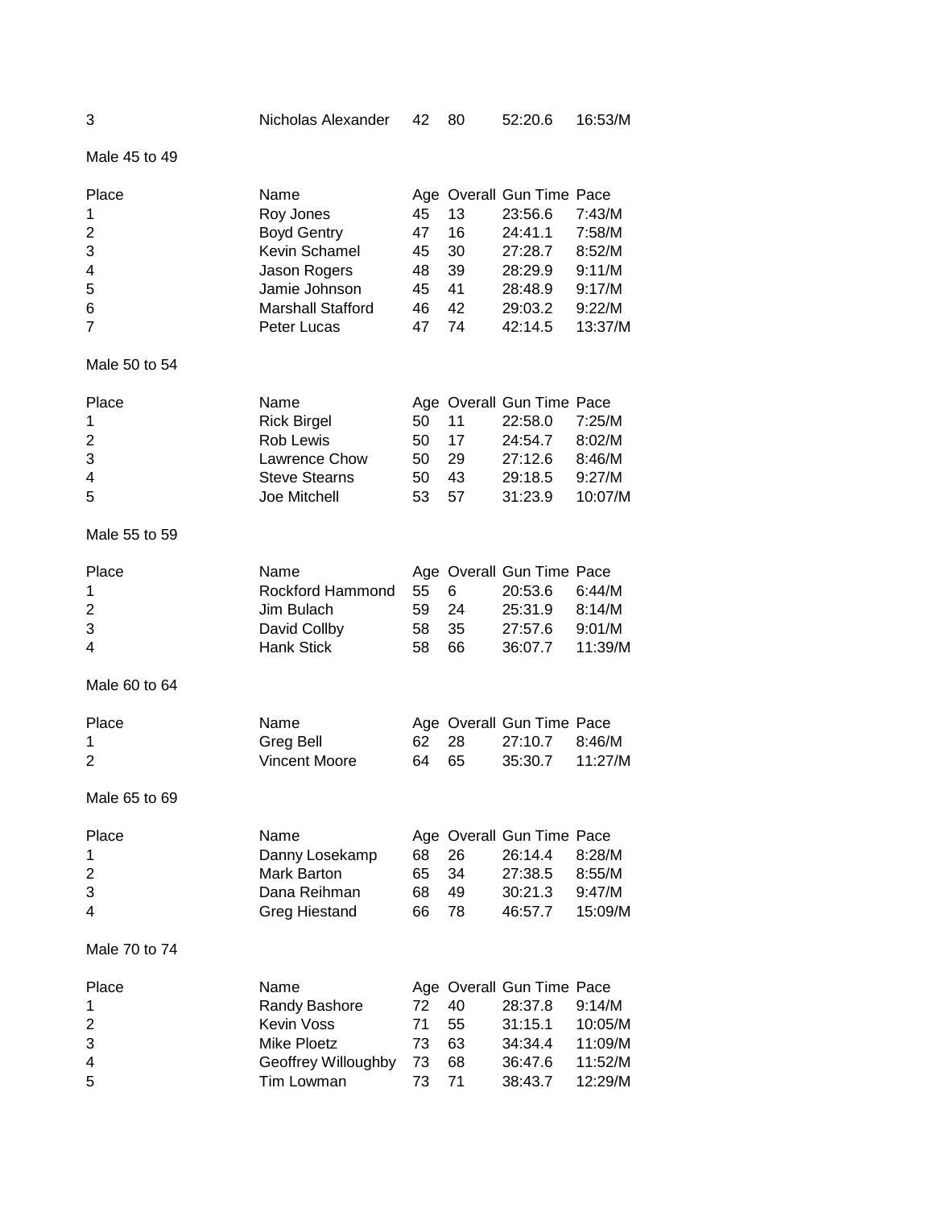| 3 | Nicholas Alexander | 42 | 80 | 52:20.6 | 16:53/M |
|---|---|---|---|---|---|

Male 45 to 49

| Place | Name | Age | Overall | Gun Time | Pace |
|---|---|---|---|---|---|
| 1 | Roy Jones | 45 | 13 | 23:56.6 | 7:43/M |
| 2 | Boyd Gentry | 47 | 16 | 24:41.1 | 7:58/M |
| 3 | Kevin Schamel | 45 | 30 | 27:28.7 | 8:52/M |
| 4 | Jason Rogers | 48 | 39 | 28:29.9 | 9:11/M |
| 5 | Jamie Johnson | 45 | 41 | 28:48.9 | 9:17/M |
| 6 | Marshall Stafford | 46 | 42 | 29:03.2 | 9:22/M |
| 7 | Peter Lucas | 47 | 74 | 42:14.5 | 13:37/M |

Male 50 to 54

| Place | Name | Age | Overall | Gun Time | Pace |
|---|---|---|---|---|---|
| 1 | Rick Birgel | 50 | 11 | 22:58.0 | 7:25/M |
| 2 | Rob Lewis | 50 | 17 | 24:54.7 | 8:02/M |
| 3 | Lawrence Chow | 50 | 29 | 27:12.6 | 8:46/M |
| 4 | Steve Stearns | 50 | 43 | 29:18.5 | 9:27/M |
| 5 | Joe Mitchell | 53 | 57 | 31:23.9 | 10:07/M |

Male 55 to 59

| Place | Name | Age | Overall | Gun Time | Pace |
|---|---|---|---|---|---|
| 1 | Rockford Hammond | 55 | 6 | 20:53.6 | 6:44/M |
| 2 | Jim Bulach | 59 | 24 | 25:31.9 | 8:14/M |
| 3 | David Collby | 58 | 35 | 27:57.6 | 9:01/M |
| 4 | Hank Stick | 58 | 66 | 36:07.7 | 11:39/M |

Male 60 to 64

| Place | Name | Age | Overall | Gun Time | Pace |
|---|---|---|---|---|---|
| 1 | Greg Bell | 62 | 28 | 27:10.7 | 8:46/M |
| 2 | Vincent Moore | 64 | 65 | 35:30.7 | 11:27/M |

Male 65 to 69

| Place | Name | Age | Overall | Gun Time | Pace |
|---|---|---|---|---|---|
| 1 | Danny Losekamp | 68 | 26 | 26:14.4 | 8:28/M |
| 2 | Mark Barton | 65 | 34 | 27:38.5 | 8:55/M |
| 3 | Dana Reihman | 68 | 49 | 30:21.3 | 9:47/M |
| 4 | Greg Hiestand | 66 | 78 | 46:57.7 | 15:09/M |

Male 70 to 74

| Place | Name | Age | Overall | Gun Time | Pace |
|---|---|---|---|---|---|
| 1 | Randy Bashore | 72 | 40 | 28:37.8 | 9:14/M |
| 2 | Kevin Voss | 71 | 55 | 31:15.1 | 10:05/M |
| 3 | Mike Ploetz | 73 | 63 | 34:34.4 | 11:09/M |
| 4 | Geoffrey Willoughby | 73 | 68 | 36:47.6 | 11:52/M |
| 5 | Tim Lowman | 73 | 71 | 38:43.7 | 12:29/M |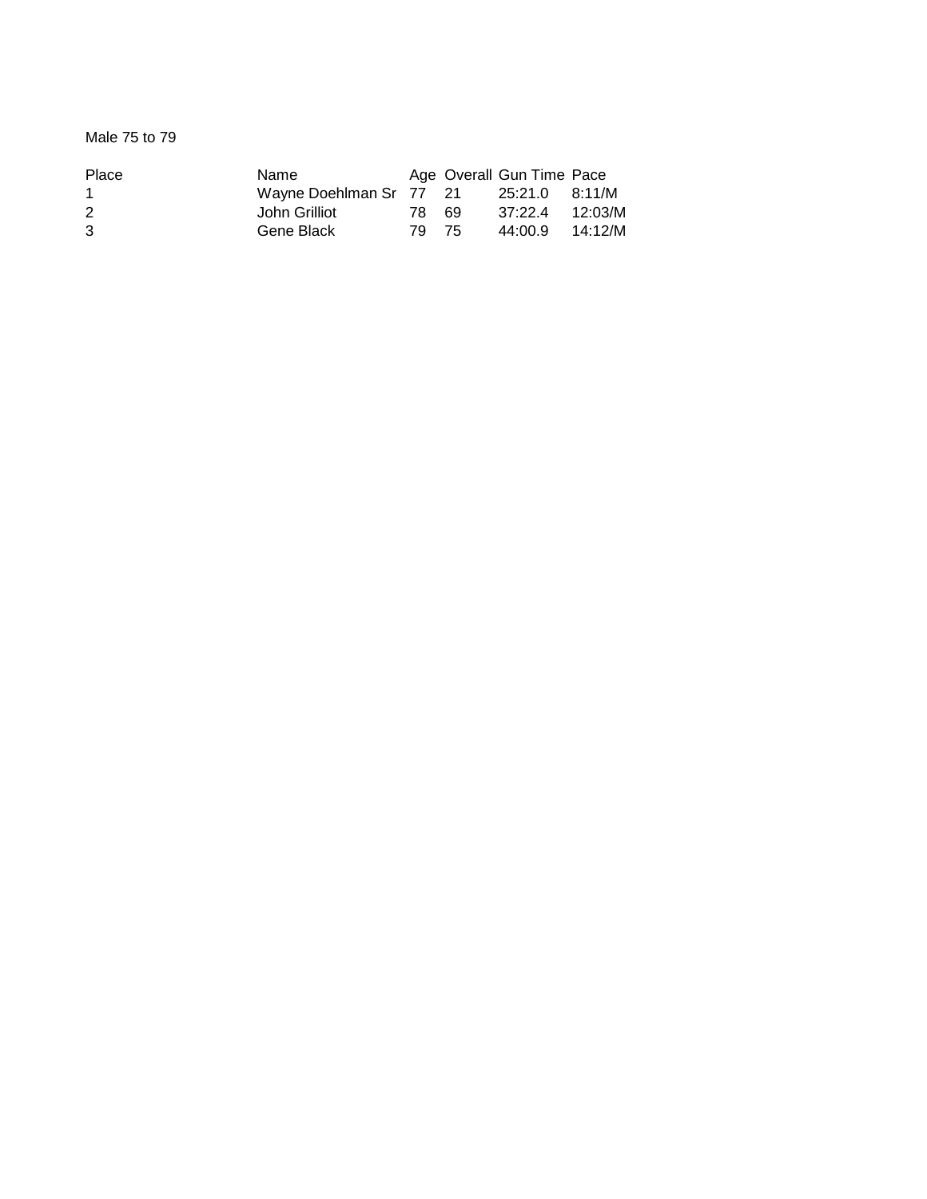Male 75 to 79

| Place | Name | Age | Overall | Gun Time | Pace |
|---|---|---|---|---|---|
| 1 | Wayne Doehlman Sr | 77 | 21 | 25:21.0 | 8:11/M |
| 2 | John Grilliot | 78 | 69 | 37:22.4 | 12:03/M |
| 3 | Gene Black | 79 | 75 | 44:00.9 | 14:12/M |